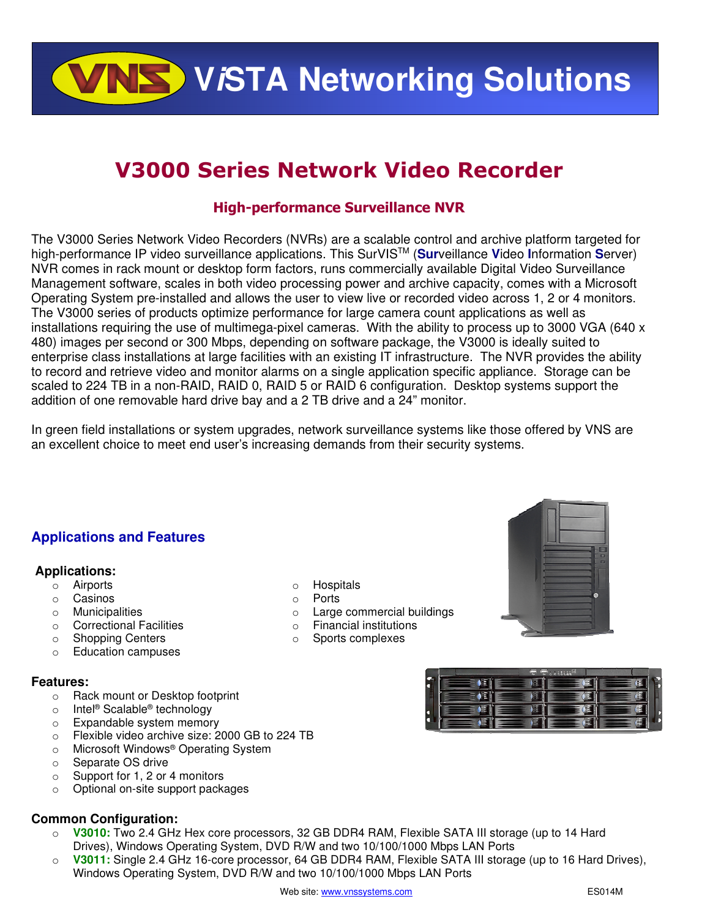# ViSTA Networking Solutions

## V3000 Series Network Video Recorder

### High-performance Surveillance NVR

The V3000 Series Network Video Recorders (NVRs) are a scalable control and archive platform targeted for high-performance IP video surveillance applications. This SurVIS™ (**Sur**veillance **V**ideo **I**nformation **S**erver) NVR comes in rack mount or desktop form factors, runs commercially available Digital Video Surveillance Management software, scales in both video processing power and archive capacity, comes with a Microsoft Operating System pre-installed and allows the user to view live or recorded video across 1, 2 or 4 monitors. The V3000 series of products optimize performance for large camera count applications as well as installations requiring the use of multimega-pixel cameras. With the ability to process up to 3000 VGA (640 x 480) images per second or 300 Mbps, depending on software package, the V3000 is ideally suited to enterprise class installations at large facilities with an existing IT infrastructure. The NVR provides the ability to record and retrieve video and monitor alarms on a single application specific appliance. Storage can be scaled to 224 TB in a non-RAID, RAID 0, RAID 5 or RAID 6 configuration. Desktop systems support the addition of one removable hard drive bay and a 2 TB drive and a 24" monitor.

In green field installations or system upgrades, network surveillance systems like those offered by VNS are an excellent choice to meet end user's increasing demands from their security systems.

## Applications and Features

**Applications:**

- Airports
- Casinos
- Municipalities
- Correctional Facilities
- Shopping Centers
- Education campuses
- Hospitals
- Ports
- Large commercial buildings
- Financial institutions
- Sports complexes

**Features:**

- Rack mount or Desktop footprint
- Intel® Scalable® technology
- Expandable system memory
- Flexible video archive size: 2000 GB to 224 TB
- Microsoft Windows® Operating System
- Separate OS drive
- Support for 1, 2 or 4 monitors
- Optional on-site support packages

**Common Configuration:**

- **V3010:** Two 2.4 GHz Hex core processors, 32 GB DDR4 RAM, Flexible SATA III storage (up to 14 Hard Drives), Windows Operating System, DVD R/W and two 10/100/1000 Mbps LAN Ports
- **V3011:** Single 2.4 GHz 16-core processor, 64 GB DDR4 RAM, Flexible SATA III storage (up to 16 Hard Drives), Windows Operating System, DVD R/W and two 10/100/1000 Mbps LAN Ports

Web site: www.vnssystems.com ES014M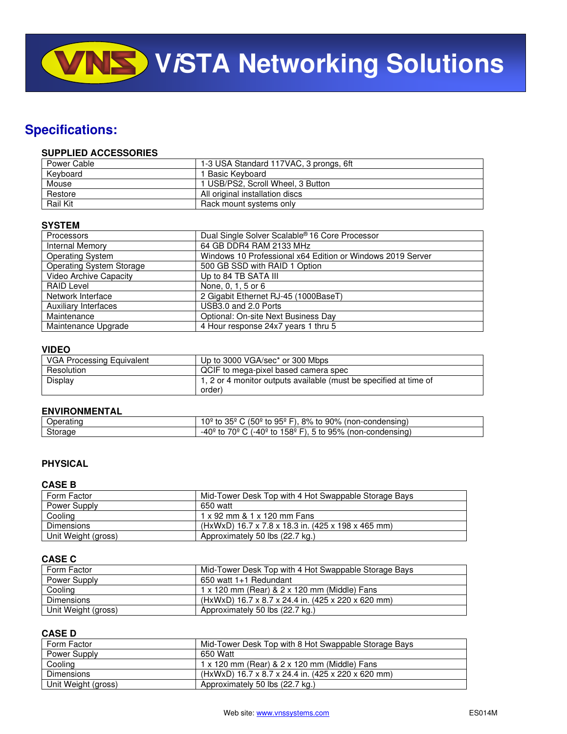# ViSTA Networking Solutions

## Specifications:

### SUPPLIED ACCESSORIES

| | |
|---|---|
| Power Cable | 1-3 USA Standard 117VAC, 3 prongs, 6ft |
| Keyboard | 1 Basic Keyboard |
| Mouse | 1 USB/PS2, Scroll Wheel, 3 Button |
| Restore | All original installation discs |
| Rail Kit | Rack mount systems only |

### SYSTEM

| | |
|---|---|
| Processors | Dual Single Solver Scalable® 16 Core Processor |
| Internal Memory | 64 GB DDR4 RAM 2133 MHz |
| Operating System | Windows 10 Professional x64 Edition or Windows 2019 Server |
| Operating System Storage | 500 GB SSD with RAID 1 Option |
| Video Archive Capacity | Up to 84 TB SATA III |
| RAID Level | None, 0, 1, 5 or 6 |
| Network Interface | 2 Gigabit Ethernet RJ-45 (1000BaseT) |
| Auxiliary Interfaces | USB3.0 and 2.0 Ports |
| Maintenance | Optional: On-site Next Business Day |
| Maintenance Upgrade | 4 Hour response 24x7 years 1 thru 5 |

### VIDEO

| | |
|---|---|
| VGA Processing Equivalent | Up to 3000 VGA/sec* or 300 Mbps |
| Resolution | QCIF to mega-pixel based camera spec |
| Display | 1, 2 or 4 monitor outputs available (must be specified at time of order) |

### ENVIRONMENTAL

| | |
|---|---|
| Operating | 10º to 35º C (50º to 95º F), 8% to 90% (non-condensing) |
| Storage | -40º to 70º C (-40º to 158º F), 5 to 95% (non-condensing) |

### PHYSICAL

#### CASE B

| | |
|---|---|
| Form Factor | Mid-Tower Desk Top with 4 Hot Swappable Storage Bays |
| Power Supply | 650 watt |
| Cooling | 1 x 92 mm & 1 x 120 mm Fans |
| Dimensions | (HxWxD) 16.7 x 7.8 x 18.3 in. (425 x 198 x 465 mm) |
| Unit Weight (gross) | Approximately 50 lbs (22.7 kg.) |

#### CASE C

| | |
|---|---|
| Form Factor | Mid-Tower Desk Top with 4 Hot Swappable Storage Bays |
| Power Supply | 650 watt 1+1 Redundant |
| Cooling | 1 x 120 mm (Rear) & 2 x 120 mm (Middle) Fans |
| Dimensions | (HxWxD) 16.7 x 8.7 x 24.4 in. (425 x 220 x 620 mm) |
| Unit Weight (gross) | Approximately 50 lbs (22.7 kg.) |

#### CASE D

| | |
|---|---|
| Form Factor | Mid-Tower Desk Top with 8 Hot Swappable Storage Bays |
| Power Supply | 650 Watt |
| Cooling | 1 x 120 mm (Rear) & 2 x 120 mm (Middle) Fans |
| Dimensions | (HxWxD) 16.7 x 8.7 x 24.4 in. (425 x 220 x 620 mm) |
| Unit Weight (gross) | Approximately 50 lbs (22.7 kg.) |

Web site: www.vnssystems.com ES014M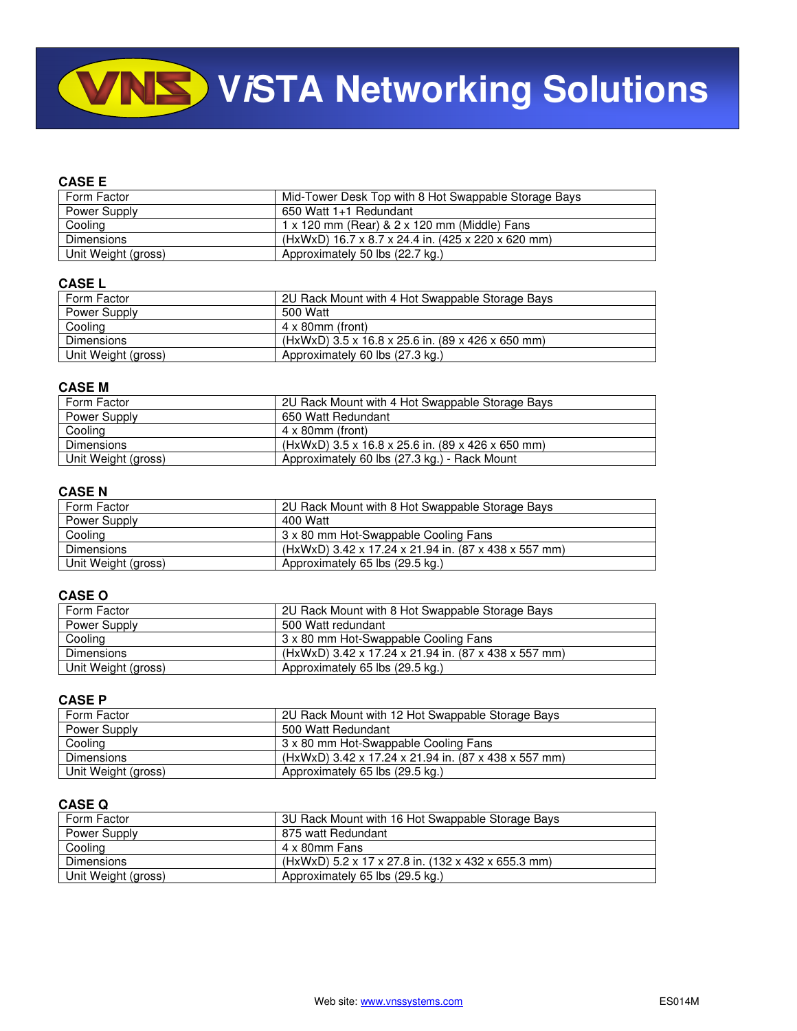# ViSTA Networking Solutions

### CASE E

| | |
|---|---|
| Form Factor | Mid-Tower Desk Top with 8 Hot Swappable Storage Bays |
| Power Supply | 650 Watt 1+1 Redundant |
| Cooling | 1 x 120 mm (Rear) & 2 x 120 mm (Middle) Fans |
| Dimensions | (HxWxD) 16.7 x 8.7 x 24.4 in. (425 x 220 x 620 mm) |
| Unit Weight (gross) | Approximately 50 lbs (22.7 kg.) |

### CASE L

| | |
|---|---|
| Form Factor | 2U Rack Mount with 4 Hot Swappable Storage Bays |
| Power Supply | 500 Watt |
| Cooling | 4 x 80mm (front) |
| Dimensions | (HxWxD) 3.5 x 16.8 x 25.6 in. (89 x 426 x 650 mm) |
| Unit Weight (gross) | Approximately 60 lbs (27.3 kg.) |

### CASE M

| | |
|---|---|
| Form Factor | 2U Rack Mount with 4 Hot Swappable Storage Bays |
| Power Supply | 650 Watt Redundant |
| Cooling | 4 x 80mm (front) |
| Dimensions | (HxWxD) 3.5 x 16.8 x 25.6 in. (89 x 426 x 650 mm) |
| Unit Weight (gross) | Approximately 60 lbs (27.3 kg.) - Rack Mount |

### CASE N

| | |
|---|---|
| Form Factor | 2U Rack Mount with 8 Hot Swappable Storage Bays |
| Power Supply | 400 Watt |
| Cooling | 3 x 80 mm Hot-Swappable Cooling Fans |
| Dimensions | (HxWxD) 3.42 x 17.24 x 21.94 in. (87 x 438 x 557 mm) |
| Unit Weight (gross) | Approximately 65 lbs (29.5 kg.) |

### CASE O

| | |
|---|---|
| Form Factor | 2U Rack Mount with 8 Hot Swappable Storage Bays |
| Power Supply | 500 Watt redundant |
| Cooling | 3 x 80 mm Hot-Swappable Cooling Fans |
| Dimensions | (HxWxD) 3.42 x 17.24 x 21.94 in. (87 x 438 x 557 mm) |
| Unit Weight (gross) | Approximately 65 lbs (29.5 kg.) |

### CASE P

| | |
|---|---|
| Form Factor | 2U Rack Mount with 12 Hot Swappable Storage Bays |
| Power Supply | 500 Watt Redundant |
| Cooling | 3 x 80 mm Hot-Swappable Cooling Fans |
| Dimensions | (HxWxD) 3.42 x 17.24 x 21.94 in. (87 x 438 x 557 mm) |
| Unit Weight (gross) | Approximately 65 lbs (29.5 kg.) |

### CASE Q

| | |
|---|---|
| Form Factor | 3U Rack Mount with 16 Hot Swappable Storage Bays |
| Power Supply | 875 watt Redundant |
| Cooling | 4 x 80mm Fans |
| Dimensions | (HxWxD) 5.2 x 17 x 27.8 in. (132 x 432 x 655.3 mm) |
| Unit Weight (gross) | Approximately 65 lbs (29.5 kg.) |

Web site: www.vnssystems.com ES014M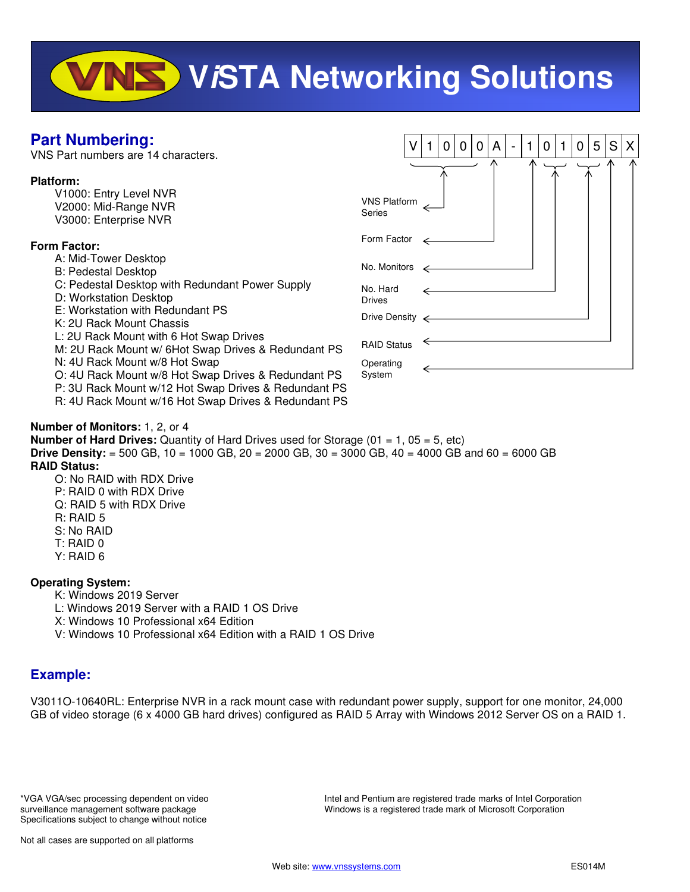# VNS ViSTA Networking Solutions

## Part Numbering:

VNS Part numbers are 14 characters.

| V | 1 | 0 | 0 | 0 | A | - | 1 | 0 | 1 | 0 | 5 | S | X |
|---|---|---|---|---|---|---|---|---|---|---|---|---|---|

VNS Platform Series
Form Factor
No. Monitors
No. Hard Drives
Drive Density
RAID Status
Operating System

**Platform:**

- V1000: Entry Level NVR
- V2000: Mid-Range NVR
- V3000: Enterprise NVR

**Form Factor:**

- A: Mid-Tower Desktop
- B: Pedestal Desktop
- C: Pedestal Desktop with Redundant Power Supply
- D: Workstation Desktop
- E: Workstation with Redundant PS
- K: 2U Rack Mount Chassis
- L: 2U Rack Mount with 6 Hot Swap Drives
- M: 2U Rack Mount w/ 6Hot Swap Drives & Redundant PS
- N: 4U Rack Mount w/8 Hot Swap
- O: 4U Rack Mount w/8 Hot Swap Drives & Redundant PS
- P: 3U Rack Mount w/12 Hot Swap Drives & Redundant PS
- R: 4U Rack Mount w/16 Hot Swap Drives & Redundant PS

**Number of Monitors:** 1, 2, or 4
**Number of Hard Drives:** Quantity of Hard Drives used for Storage (01 = 1, 05 = 5, etc)
**Drive Density:** = 500 GB, 10 = 1000 GB, 20 = 2000 GB, 30 = 3000 GB, 40 = 4000 GB and 60 = 6000 GB
**RAID Status:**

- O: No RAID with RDX Drive
- P: RAID 0 with RDX Drive
- Q: RAID 5 with RDX Drive
- R: RAID 5
- S: No RAID
- T: RAID 0
- Y: RAID 6

**Operating System:**

- K: Windows 2019 Server
- L: Windows 2019 Server with a RAID 1 OS Drive
- X: Windows 10 Professional x64 Edition
- V: Windows 10 Professional x64 Edition with a RAID 1 OS Drive

## Example:

V3011O-10640RL: Enterprise NVR in a rack mount case with redundant power supply, support for one monitor, 24,000 GB of video storage (6 x 4000 GB hard drives) configured as RAID 5 Array with Windows 2012 Server OS on a RAID 1.

*VGA VGA/sec processing dependent on video surveillance management software package
Specifications subject to change without notice

Not all cases are supported on all platforms

Intel and Pentium are registered trade marks of Intel Corporation
Windows is a registered trade mark of Microsoft Corporation

Web site: www.vnssystems.com

ES014M